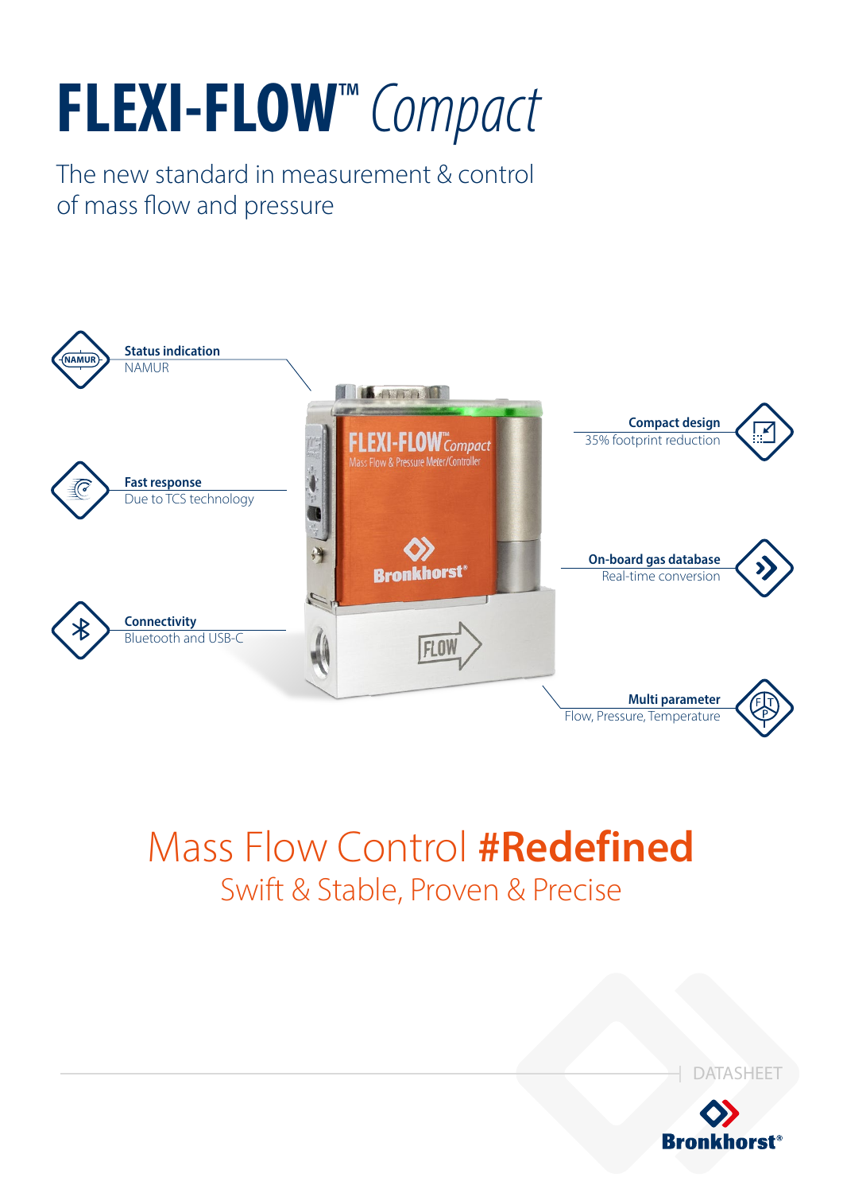# FLEXI-FLOW™ *Compact*

The new standard in measurement & control of mass flow and pressure

**Status indication**
NAMUR

**Fast response**
Due to TCS technology

**Connectivity**
Bluetooth and USB-C

**Compact design**
35% footprint reduction

**On-board gas database**
Real-time conversion

**Multi parameter**
Flow, Pressure, Temperature

## Mass Flow Control **#Redefined**

Swift & Stable, Proven & Precise

DATASHEET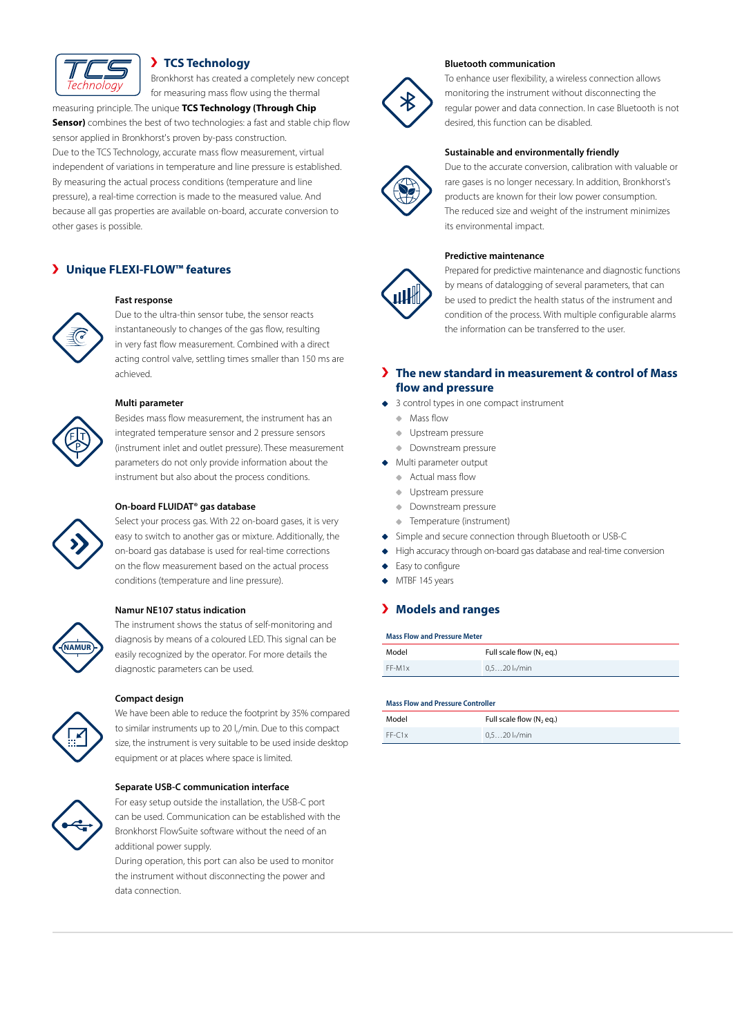## TCS Technology

Bronkhorst has created a completely new concept for measuring mass flow using the thermal measuring principle. The unique **TCS Technology (Through Chip Sensor)** combines the best of two technologies: a fast and stable chip flow sensor applied in Bronkhorst's proven by-pass construction.
Due to the TCS Technology, accurate mass flow measurement, virtual independent of variations in temperature and line pressure is established. By measuring the actual process conditions (temperature and line pressure), a real-time correction is made to the measured value. And because all gas properties are available on-board, accurate conversion to other gases is possible.

## Unique FLEXI-FLOW™ features

**Fast response**
Due to the ultra-thin sensor tube, the sensor reacts instantaneously to changes of the gas flow, resulting in very fast flow measurement. Combined with a direct acting control valve, settling times smaller than 150 ms are achieved.

**Multi parameter**
Besides mass flow measurement, the instrument has an integrated temperature sensor and 2 pressure sensors (instrument inlet and outlet pressure). These measurement parameters do not only provide information about the instrument but also about the process conditions.

**On-board FLUIDAT® gas database**
Select your process gas. With 22 on-board gases, it is very easy to switch to another gas or mixture. Additionally, the on-board gas database is used for real-time corrections on the flow measurement based on the actual process conditions (temperature and line pressure).

**Namur NE107 status indication**
The instrument shows the status of self-monitoring and diagnosis by means of a coloured LED. This signal can be easily recognized by the operator. For more details the diagnostic parameters can be used.

**Compact design**
We have been able to reduce the footprint by 35% compared to similar instruments up to 20 $l_n$/min. Due to this compact size, the instrument is very suitable to be used inside desktop equipment or at places where space is limited.

**Separate USB-C communication interface**
For easy setup outside the installation, the USB-C port can be used. Communication can be established with the Bronkhorst FlowSuite software without the need of an additional power supply.
During operation, this port can also be used to monitor the instrument without disconnecting the power and data connection.

**Bluetooth communication**
To enhance user flexibility, a wireless connection allows monitoring the instrument without disconnecting the regular power and data connection. In case Bluetooth is not desired, this function can be disabled.

**Sustainable and environmentally friendly**
Due to the accurate conversion, calibration with valuable or rare gases is no longer necessary. In addition, Bronkhorst's products are known for their low power consumption. The reduced size and weight of the instrument minimizes its environmental impact.

**Predictive maintenance**
Prepared for predictive maintenance and diagnostic functions by means of datalogging of several parameters, that can be used to predict the health status of the instrument and condition of the process. With multiple configurable alarms the information can be transferred to the user.

## The new standard in measurement & control of Mass flow and pressure

- 3 control types in one compact instrument
  - Mass flow
  - Upstream pressure
  - Downstream pressure
- Multi parameter output
  - Actual mass flow
  - Upstream pressure
  - Downstream pressure
  - Temperature (instrument)
- Simple and secure connection through Bluetooth or USB-C
- High accuracy through on-board gas database and real-time conversion
- Easy to configure
- MTBF 145 years

## Models and ranges

**Mass Flow and Pressure Meter**

| Model | Full scale flow ($N_2$ eq.) |
|---|---|
| FF-M1x | 0,5…20 $l_n$/min |

**Mass Flow and Pressure Controller**

| Model | Full scale flow ($N_2$ eq.) |
|---|---|
| FF-C1x | 0,5…20 $l_n$/min |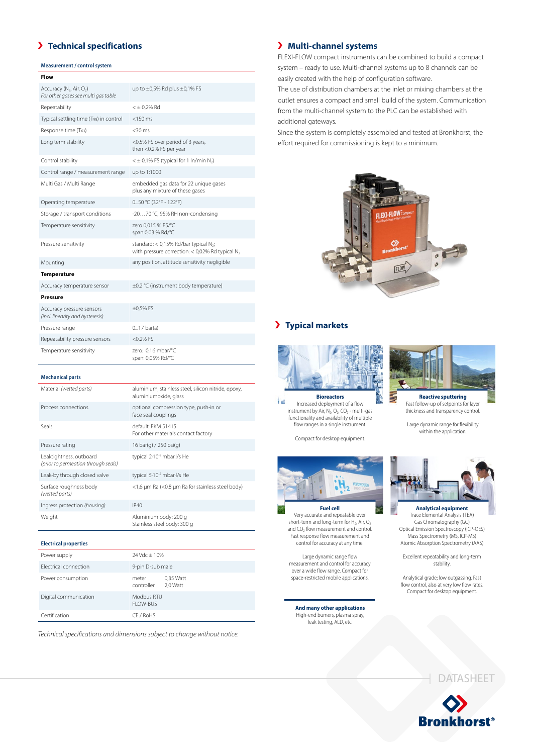## Technical specifications

| Measurement / control system | |
|---|---|
| **Flow** | |
| Accuracy ($N_2$, Air, $O_2$) *For other gases see multi gas table* | up to ±0,5% Rd plus ±0,1% FS |
| Repeatability | < ± 0,2% Rd |
| Typical settling time ($T_{98}$) in control | <150 ms |
| Response time ($T_{63}$) | <30 ms |
| Long term stability | <0.5% FS over period of 3 years, then <0.2% FS per year |
| Control stability | < ± 0,1% FS (typical for 1 ln/min $N_2$) |
| Control range / measurement range | up to 1:1000 |
| Multi Gas / Multi Range | embedded gas data for 22 unique gases plus any mixture of these gases |
| Operating temperature | 0...50 °C (32°F - 122°F) |
| Storage / transport conditions | -20…70 °C, 95% RH non-condensing |
| Temperature sensitivity | zero 0,015 % FS/°C span 0,03 % Rd/°C |
| Pressure sensitivity | standard: < 0,15% Rd/bar typical $N_2$; with pressure correction: < 0,02% Rd typical $N_2$ |
| Mounting | any position, attitude sensitivity negligible |
| **Temperature** | |
| Accuracy temperature sensor | ±0,2 °C (instrument body temperature) |
| **Pressure** | |
| Accuracy pressure sensors *(incl. linearity and hysteresis)* | ±0,5% FS |
| Pressure range | 0...17 bar(a) |
| Repeatability pressure sensors | <0,2% FS |
| Temperature sensitivity | zero: 0,16 mbar/°C span: 0,05% Rd/°C |

| Mechanical parts | |
|---|---|
| Material *(wetted parts)* | aluminium, stainless steel, silicon nitride, epoxy, aluminiumoxide, glass |
| Process connections | optional compression type, push-in or face seal couplings |
| Seals | default: FKM 51415 For other materials contact factory |
| Pressure rating | 16 bar(g) / 250 psi(g) |
| Leaktightness, outboard *(prior to permeation through seals)* | typical $2 \cdot 10^{-9}$ mbar.l/s He |
| Leak-by through closed valve | typical $5 \cdot 10^{-5}$ mbar·l/s He |
| Surface roughness body *(wetted parts)* | <1,6 µm Ra (<0,8 µm Ra for stainless steel body) |
| Ingress protection *(housing)* | IP40 |
| Weight | Aluminium body: 200 g Stainless steel body: 300 g |

| Electrical properties | |
|---|---|
| Power supply | 24 Vdc ± 10% |
| Electrical connection | 9-pin D-sub male |
| Power consumption | meter 0,35 Watt controller 2,0 Watt |
| Digital communication | Modbus RTU FLOW-BUS |
| Certification | CE / RoHS |

*Technical specifications and dimensions subject to change without notice.*

## Multi-channel systems

FLEXI-FLOW compact instruments can be combined to build a compact system – ready to use. Multi-channel systems up to 8 channels can be easily created with the help of configuration software.

The use of distribution chambers at the inlet or mixing chambers at the outlet ensures a compact and small build of the system. Communication from the multi-channel system to the PLC can be established with additional gateways.

Since the system is completely assembled and tested at Bronkhorst, the effort required for commissioning is kept to a minimum.

## Typical markets

**Bioreactors**
Increased deployment of a flow instrument by Air, $N_2$, $O_2$, $CO_2$ - multi-gas functionality and availability of multiple flow ranges in a single instrument.

Compact for desktop equipment.

**Reactive sputtering**
Fast follow-up of setpoints for layer thickness and transparency control.

Large dynamic range for flexibility within the application.

**Fuel cell**
Very accurate and repeatable over short-term and long-term for $H_2$, Air, $O_2$ and $CO_2$ flow measurement and control. Fast response flow measurement and control for accuracy at any time.

Large dynamic range flow measurement and control for accuracy over a wide flow range. Compact for space-restricted mobile applications.

**Analytical equipment**
Trace Elemental Analysis (TEA)
Gas Chromatography (GC)
Optical Emission Spectroscopy (ICP-OES)
Mass Spectrometry (MS, ICP-MS)
Atomic Absorption Spectrometry (AAS)

Excellent repeatability and long-term stability.

Analytical grade; low outgassing. Fast flow control, also at very low flow rates. Compact for desktop equipment.

**And many other applications**
High-end burners, plasma spray, leak testing, ALD, etc.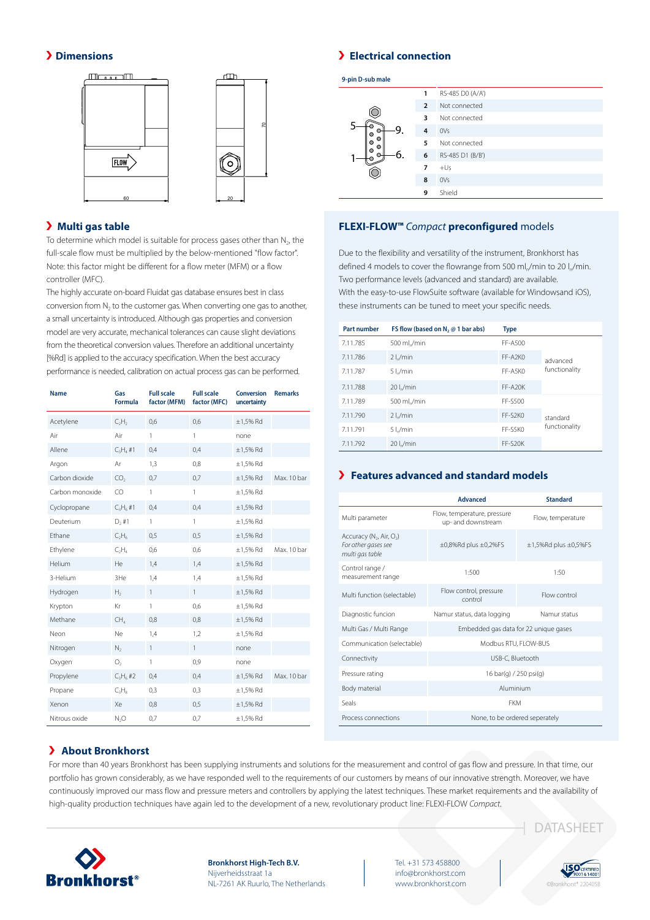## Dimensions

FLOW

60

20

70

## Electrical connection

**9-pin D-sub male**

5 9. 1 6.

| | |
|---|---|
| 1 | RS-485 D0 (A/A') |
| 2 | Not connected |
| 3 | Not connected |
| 4 | 0Vs |
| 5 | Not connected |
| 6 | RS-485 D1 (B/B') |
| 7 | +Us |
| 8 | 0Vs |
| 9 | Shield |

## Multi gas table

To determine which model is suitable for process gases other than $N_2$, the full-scale flow must be multiplied by the below-mentioned "flow factor". Note: this factor might be different for a flow meter (MFM) or a flow controller (MFC).

The highly accurate on-board Fluidat gas database ensures best in class conversion from $N_2$ to the customer gas. When converting one gas to another, a small uncertainty is introduced. Although gas properties and conversion model are very accurate, mechanical tolerances can cause slight deviations from the theoretical conversion values. Therefore an additional uncertainty [%Rd] is applied to the accuracy specification. When the best accuracy performance is needed, calibration on actual process gas can be performed.

| Name | Gas Formula | Full scale factor (MFM) | Full scale factor (MFC) | Conversion uncertainty | Remarks |
|---|---|---|---|---|---|
| Acetylene | $C_2H_2$ | 0,6 | 0,6 | ±1,5% Rd | |
| Air | Air | 1 | 1 | none | |
| Allene | $C_3H_4$ #1 | 0,4 | 0,4 | ±1,5% Rd | |
| Argon | Ar | 1,3 | 0,8 | ±1,5% Rd | |
| Carbon dioxide | $CO_2$ | 0,7 | 0,7 | ±1,5% Rd | Max. 10 bar |
| Carbon monoxide | CO | 1 | 1 | ±1,5% Rd | |
| Cyclopropane | $C_3H_6$ #1 | 0,4 | 0,4 | ±1,5% Rd | |
| Deuterium | $D_2$ #1 | 1 | 1 | ±1,5% Rd | |
| Ethane | $C_2H_6$ | 0,5 | 0,5 | ±1,5% Rd | |
| Ethylene | $C_2H_4$ | 0,6 | 0,6 | ±1,5% Rd | Max. 10 bar |
| Helium | He | 1,4 | 1,4 | ±1,5% Rd | |
| 3-Helium | 3He | 1,4 | 1,4 | ±1,5% Rd | |
| Hydrogen | $H_2$ | 1 | 1 | ±1,5% Rd | |
| Krypton | Kr | 1 | 0,6 | ±1,5% Rd | |
| Methane | $CH_4$ | 0,8 | 0,8 | ±1,5% Rd | |
| Neon | Ne | 1,4 | 1,2 | ±1,5% Rd | |
| Nitrogen | $N_2$ | 1 | 1 | none | |
| Oxygen | $O_2$ | 1 | 0,9 | none | |
| Propylene | $C_3H_6$ #2 | 0,4 | 0,4 | ±1,5% Rd | Max. 10 bar |
| Propane | $C_3H_8$ | 0,3 | 0,3 | ±1,5% Rd | |
| Xenon | Xe | 0,8 | 0,5 | ±1,5% Rd | |
| Nitrous oxide | $N_2O$ | 0,7 | 0,7 | ±1,5% Rd | |

## FLEXI-FLOW™ *Compact* preconfigured models

Due to the flexibility and versatility of the instrument, Bronkhorst has defined 4 models to cover the flowrange from 500 $ml_n$/min to 20 $l_n$/min. Two performance levels (advanced and standard) are available.
With the easy-to-use FlowSuite software (available for Windowsand iOS), these instruments can be tuned to meet your specific needs.

| Part number | FS flow (based on $N_2$ @ 1 bar abs) | Type | |
|---|---|---|---|
| 7.11.785 | 500 $ml_n$/min | FF-A500 | advanced functionality |
| 7.11.786 | 2 $l_n$/min | FF-A2K0 | |
| 7.11.787 | 5 $l_n$/min | FF-A5K0 | |
| 7.11.788 | 20 $l_n$/min | FF-A20K | |
| 7.11.789 | 500 $ml_n$/min | FF-S500 | standard functionality |
| 7.11.790 | 2 $l_n$/min | FF-S2K0 | |
| 7.11.791 | 5 $l_n$/min | FF-S5K0 | |
| 7.11.792 | 20 $l_n$/min | FF-S20K | |

## Features advanced and standard models

| | Advanced | Standard |
|---|---|---|
| Multi parameter | Flow, temperature, pressure up- and downstream | Flow, temperature |
| Accuracy ($N_2$, Air, $O_2$) *For other gases see multi gas table* | ±0,8%Rd plus ±0,2%FS | ±1,5%Rd plus ±0,5%FS |
| Control range / measurement range | 1:500 | 1:50 |
| Multi function (selectable) | Flow control, pressure control | Flow control |
| Diagnostic funcion | Namur status, data logging | Namur status |
| Multi Gas / Multi Range | Embedded gas data for 22 unique gases | |
| Communication (selectable) | Modbus RTU, FLOW-BUS | |
| Connectivity | USB-C, Bluetooth | |
| Pressure rating | 16 bar(g) / 250 psi(g) | |
| Body material | Aluminium | |
| Seals | FKM | |
| Process connections | None, to be ordered seperately | |

## About Bronkhorst

For more than 40 years Bronkhorst has been supplying instruments and solutions for the measurement and control of gas flow and pressure. In that time, our portfolio has grown considerably, as we have responded well to the requirements of our customers by means of our innovative strength. Moreover, we have continuously improved our mass flow and pressure meters and controllers by applying the latest techniques. These market requirements and the availability of high-quality production techniques have again led to the development of a new, revolutionary product line: FLEXI-FLOW *Compact*.

DATASHEET

Bronkhorst®

**Bronkhorst High-Tech B.V.**
Nijverheidsstraat 1a
NL-7261 AK Ruurlo, The Netherlands

Tel. +31 573 458800
info@bronkhorst.com
www.bronkhorst.com

ISO CERTIFIED 9001 & 14001

©Bronkhorst® 2204058